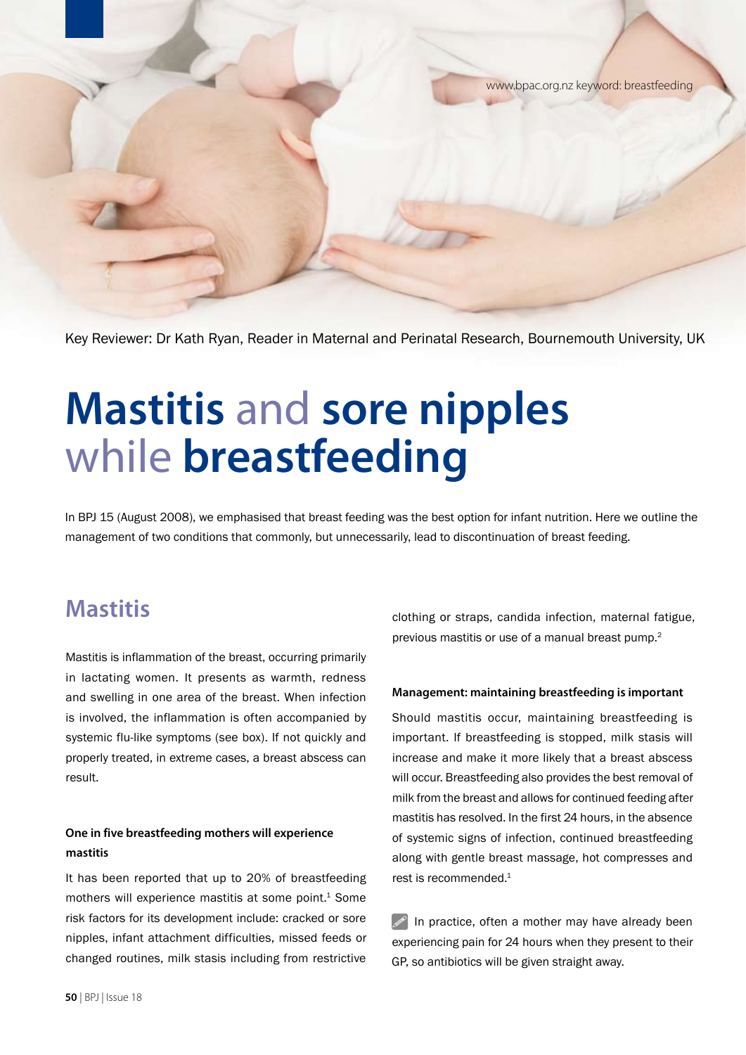www.bpac.org.nz keyword: breastfeeding

Key Reviewer: Dr Kath Ryan, Reader in Maternal and Perinatal Research, Bournemouth University, UK

# Mastitis and sore nipples while breastfeeding

In BPJ 15 (August 2008), we emphasised that breast feeding was the best option for infant nutrition. Here we outline the management of two conditions that commonly, but unnecessarily, lead to discontinuation of breast feeding.

## Mastitis

Mastitis is inflammation of the breast, occurring primarily in lactating women. It presents as warmth, redness and swelling in one area of the breast. When infection is involved, the inflammation is often accompanied by systemic flu-like symptoms (see box). If not quickly and properly treated, in extreme cases, a breast abscess can result.

### One in five breastfeeding mothers will experience mastitis

It has been reported that up to 20% of breastfeeding mothers will experience mastitis at some point.[1] Some risk factors for its development include: cracked or sore nipples, infant attachment difficulties, missed feeds or changed routines, milk stasis including from restrictive clothing or straps, candida infection, maternal fatigue, previous mastitis or use of a manual breast pump.[2]

### Management: maintaining breastfeeding is important

Should mastitis occur, maintaining breastfeeding is important. If breastfeeding is stopped, milk stasis will increase and make it more likely that a breast abscess will occur. Breastfeeding also provides the best removal of milk from the breast and allows for continued feeding after mastitis has resolved. In the first 24 hours, in the absence of systemic signs of infection, continued breastfeeding along with gentle breast massage, hot compresses and rest is recommended.[1]

In practice, often a mother may have already been experiencing pain for 24 hours when they present to their GP, so antibiotics will be given straight away.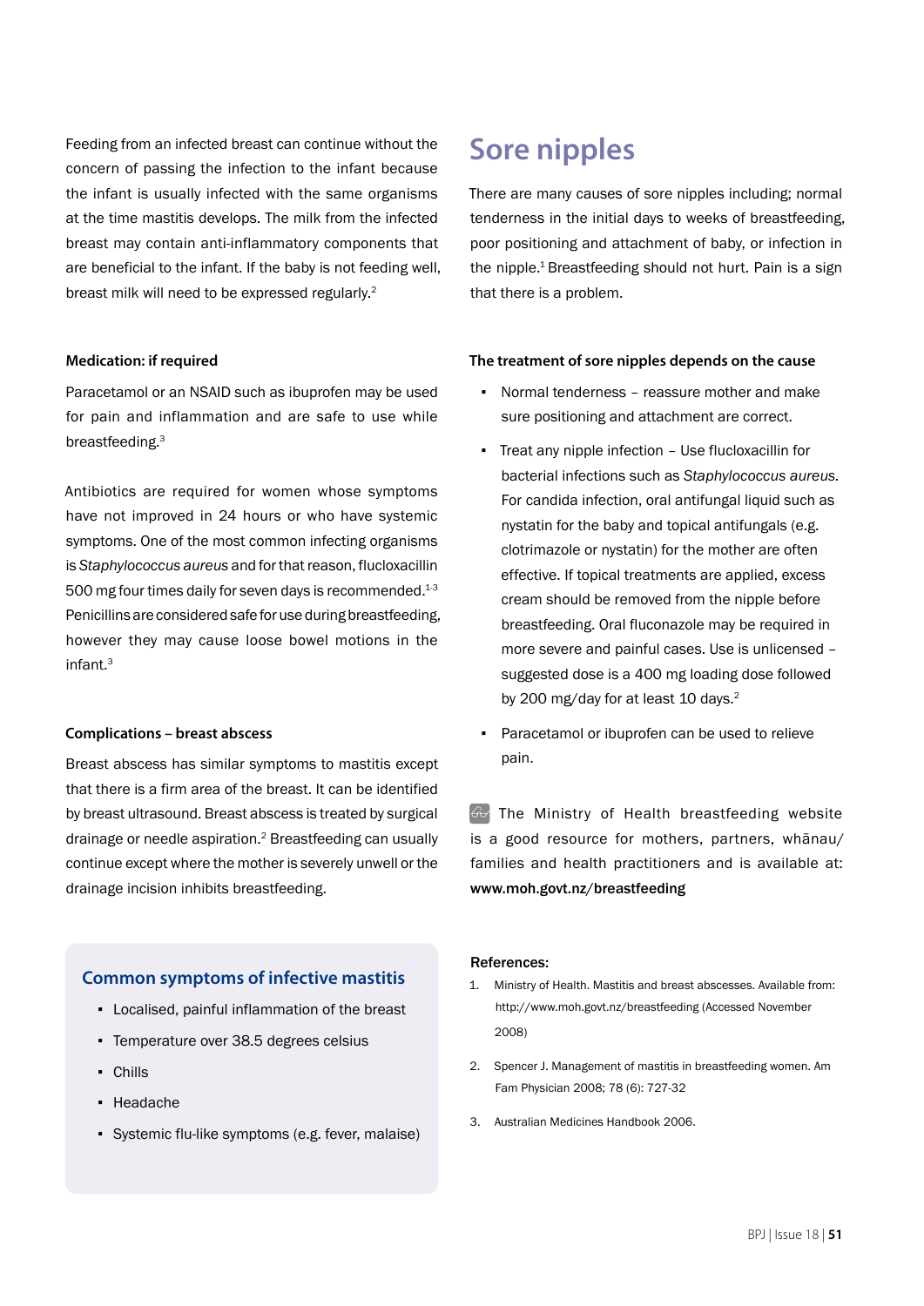Feeding from an infected breast can continue without the concern of passing the infection to the infant because the infant is usually infected with the same organisms at the time mastitis develops. The milk from the infected breast may contain anti-inflammatory components that are beneficial to the infant. If the baby is not feeding well, breast milk will need to be expressed regularly.[2]

**Medication: if required**

Paracetamol or an NSAID such as ibuprofen may be used for pain and inflammation and are safe to use while breastfeeding.[3]

Antibiotics are required for women whose symptoms have not improved in 24 hours or who have systemic symptoms. One of the most common infecting organisms is *Staphylococcus aureus* and for that reason, flucloxacillin 500 mg four times daily for seven days is recommended.[1-3] Penicillins are considered safe for use during breastfeeding, however they may cause loose bowel motions in the infant.[3]

**Complications – breast abscess**

Breast abscess has similar symptoms to mastitis except that there is a firm area of the breast. It can be identified by breast ultrasound. Breast abscess is treated by surgical drainage or needle aspiration.[2] Breastfeeding can usually continue except where the mother is severely unwell or the drainage incision inhibits breastfeeding.

### Common symptoms of infective mastitis

- Localised, painful inflammation of the breast
- Temperature over 38.5 degrees celsius
- Chills
- Headache
- Systemic flu-like symptoms (e.g. fever, malaise)

## Sore nipples

There are many causes of sore nipples including; normal tenderness in the initial days to weeks of breastfeeding, poor positioning and attachment of baby, or infection in the nipple.[1] Breastfeeding should not hurt. Pain is a sign that there is a problem.

**The treatment of sore nipples depends on the cause**

- Normal tenderness – reassure mother and make sure positioning and attachment are correct.
- Treat any nipple infection – Use flucloxacillin for bacterial infections such as *Staphylococcus aureus*. For candida infection, oral antifungal liquid such as nystatin for the baby and topical antifungals (e.g. clotrimazole or nystatin) for the mother are often effective. If topical treatments are applied, excess cream should be removed from the nipple before breastfeeding. Oral fluconazole may be required in more severe and painful cases. Use is unlicensed – suggested dose is a 400 mg loading dose followed by 200 mg/day for at least 10 days.[2]
- Paracetamol or ibuprofen can be used to relieve pain.

The Ministry of Health breastfeeding website is a good resource for mothers, partners, whānau/families and health practitioners and is available at: **www.moh.govt.nz/breastfeeding**

**References:**

1. Ministry of Health. Mastitis and breast abscesses. Available from: http://www.moh.govt.nz/breastfeeding (Accessed November 2008)
2. Spencer J. Management of mastitis in breastfeeding women. Am Fam Physician 2008; 78 (6): 727-32
3. Australian Medicines Handbook 2006.